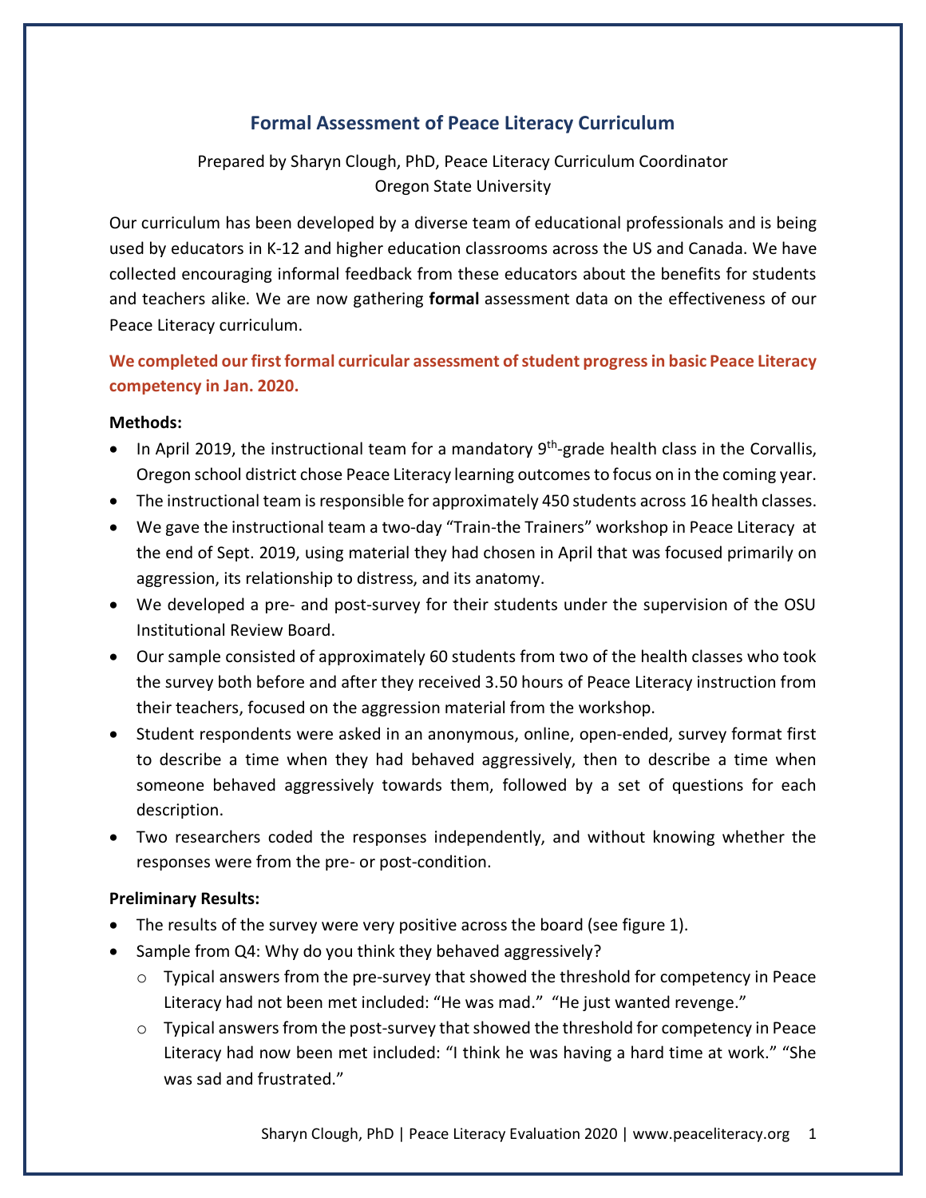# Formal Assessment of Peace Literacy Curriculum

Prepared by Sharyn Clough, PhD, Peace Literacy Curriculum Coordinator
Oregon State University

Our curriculum has been developed by a diverse team of educational professionals and is being used by educators in K-12 and higher education classrooms across the US and Canada. We have collected encouraging informal feedback from these educators about the benefits for students and teachers alike. We are now gathering **formal** assessment data on the effectiveness of our Peace Literacy curriculum.

**We completed our first formal curricular assessment of student progress in basic Peace Literacy competency in Jan. 2020.**

**Methods:**

- In April 2019, the instructional team for a mandatory 9th-grade health class in the Corvallis, Oregon school district chose Peace Literacy learning outcomes to focus on in the coming year.
- The instructional team is responsible for approximately 450 students across 16 health classes.
- We gave the instructional team a two-day "Train-the Trainers" workshop in Peace Literacy at the end of Sept. 2019, using material they had chosen in April that was focused primarily on aggression, its relationship to distress, and its anatomy.
- We developed a pre- and post-survey for their students under the supervision of the OSU Institutional Review Board.
- Our sample consisted of approximately 60 students from two of the health classes who took the survey both before and after they received 3.50 hours of Peace Literacy instruction from their teachers, focused on the aggression material from the workshop.
- Student respondents were asked in an anonymous, online, open-ended, survey format first to describe a time when they had behaved aggressively, then to describe a time when someone behaved aggressively towards them, followed by a set of questions for each description.
- Two researchers coded the responses independently, and without knowing whether the responses were from the pre- or post-condition.

**Preliminary Results:**

- The results of the survey were very positive across the board (see figure 1).
- Sample from Q4: Why do you think they behaved aggressively?
  - Typical answers from the pre-survey that showed the threshold for competency in Peace Literacy had not been met included: "He was mad." "He just wanted revenge."
  - Typical answers from the post-survey that showed the threshold for competency in Peace Literacy had now been met included: "I think he was having a hard time at work." "She was sad and frustrated."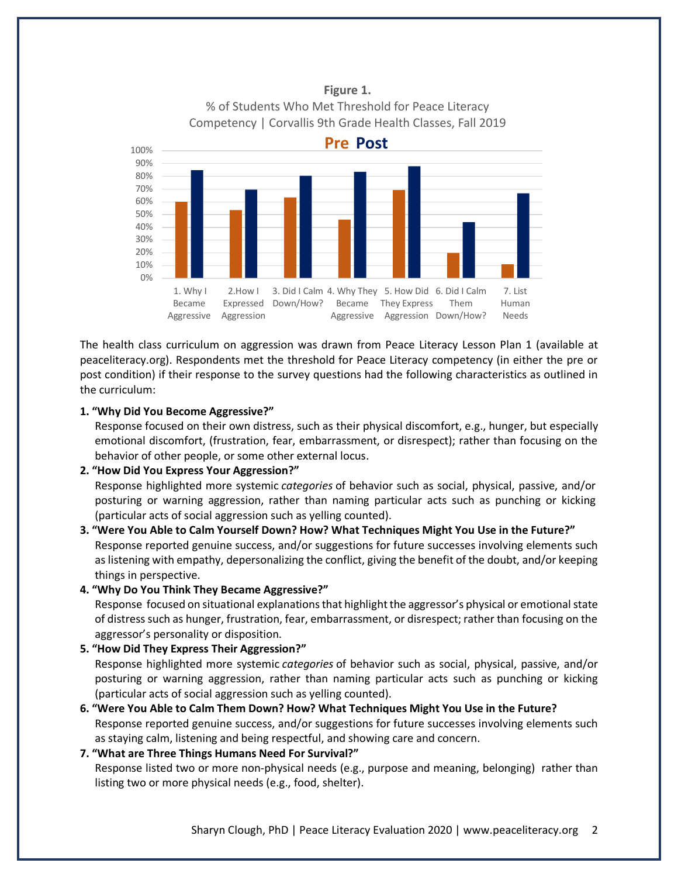**Figure 1.**

% of Students Who Met Threshold for Peace Literacy Competency | Corvallis 9th Grade Health Classes, Fall 2019

The health class curriculum on aggression was drawn from Peace Literacy Lesson Plan 1 (available at peaceliteracy.org). Respondents met the threshold for Peace Literacy competency (in either the pre or post condition) if their response to the survey questions had the following characteristics as outlined in the curriculum:

**1. "Why Did You Become Aggressive?"**

Response focused on their own distress, such as their physical discomfort, e.g., hunger, but especially emotional discomfort, (frustration, fear, embarrassment, or disrespect); rather than focusing on the behavior of other people, or some other external locus.

**2. "How Did You Express Your Aggression?"**

Response highlighted more systemic *categories* of behavior such as social, physical, passive, and/or posturing or warning aggression, rather than naming particular acts such as punching or kicking (particular acts of social aggression such as yelling counted).

**3. "Were You Able to Calm Yourself Down? How? What Techniques Might You Use in the Future?"**

Response reported genuine success, and/or suggestions for future successes involving elements such as listening with empathy, depersonalizing the conflict, giving the benefit of the doubt, and/or keeping things in perspective.

**4. "Why Do You Think They Became Aggressive?"**

Response focused on situational explanations that highlight the aggressor's physical or emotional state of distress such as hunger, frustration, fear, embarrassment, or disrespect; rather than focusing on the aggressor's personality or disposition.

**5. "How Did They Express Their Aggression?"**

Response highlighted more systemic *categories* of behavior such as social, physical, passive, and/or posturing or warning aggression, rather than naming particular acts such as punching or kicking (particular acts of social aggression such as yelling counted).

**6. "Were You Able to Calm Them Down? How? What Techniques Might You Use in the Future?**

Response reported genuine success, and/or suggestions for future successes involving elements such as staying calm, listening and being respectful, and showing care and concern.

**7. "What are Three Things Humans Need For Survival?"**

Response listed two or more non-physical needs (e.g., purpose and meaning, belonging) rather than listing two or more physical needs (e.g., food, shelter).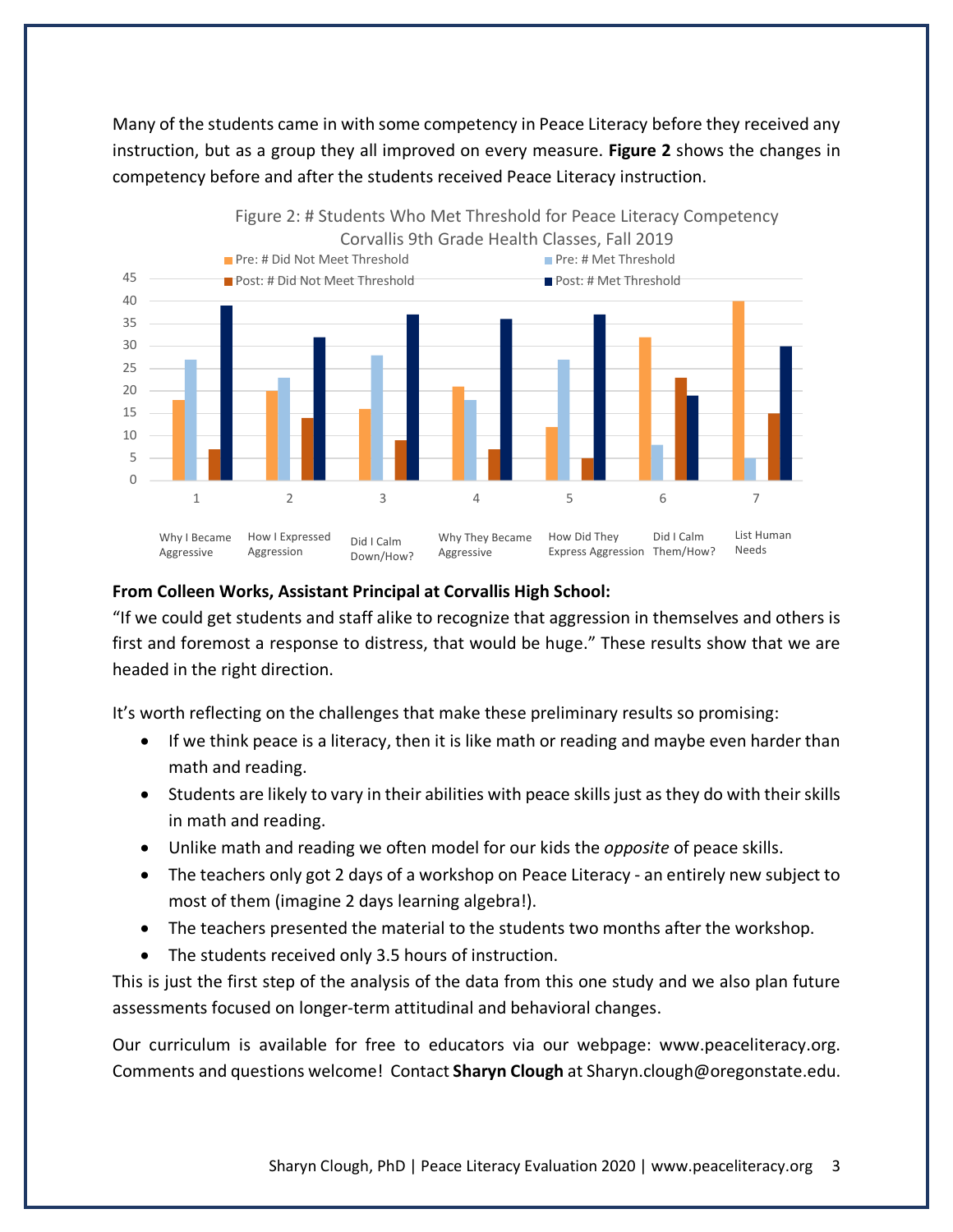Many of the students came in with some competency in Peace Literacy before they received any instruction, but as a group they all improved on every measure. **Figure 2** shows the changes in competency before and after the students received Peace Literacy instruction.

Figure 2: # Students Who Met Threshold for Peace Literacy Competency
Corvallis 9th Grade Health Classes, Fall 2019

Pre: # Did Not Meet Threshold
Pre: # Met Threshold
Post: # Did Not Meet Threshold
Post: # Met Threshold

45
40
35
30
25
20
15
10
5
0

1 Why I Became Aggressive
2 How I Expressed Aggression
3 Did I Calm Down/How?
4 Why They Became Aggressive
5 How Did They Express Aggression
6 Did I Calm Them/How?
7 List Human Needs

**From Colleen Works, Assistant Principal at Corvallis High School:**
"If we could get students and staff alike to recognize that aggression in themselves and others is first and foremost a response to distress, that would be huge." These results show that we are headed in the right direction.

It's worth reflecting on the challenges that make these preliminary results so promising:

- If we think peace is a literacy, then it is like math or reading and maybe even harder than math and reading.
- Students are likely to vary in their abilities with peace skills just as they do with their skills in math and reading.
- Unlike math and reading we often model for our kids the *opposite* of peace skills.
- The teachers only got 2 days of a workshop on Peace Literacy - an entirely new subject to most of them (imagine 2 days learning algebra!).
- The teachers presented the material to the students two months after the workshop.
- The students received only 3.5 hours of instruction.

This is just the first step of the analysis of the data from this one study and we also plan future assessments focused on longer-term attitudinal and behavioral changes.

Our curriculum is available for free to educators via our webpage: www.peaceliteracy.org. Comments and questions welcome! Contact **Sharyn Clough** at Sharyn.clough@oregonstate.edu.